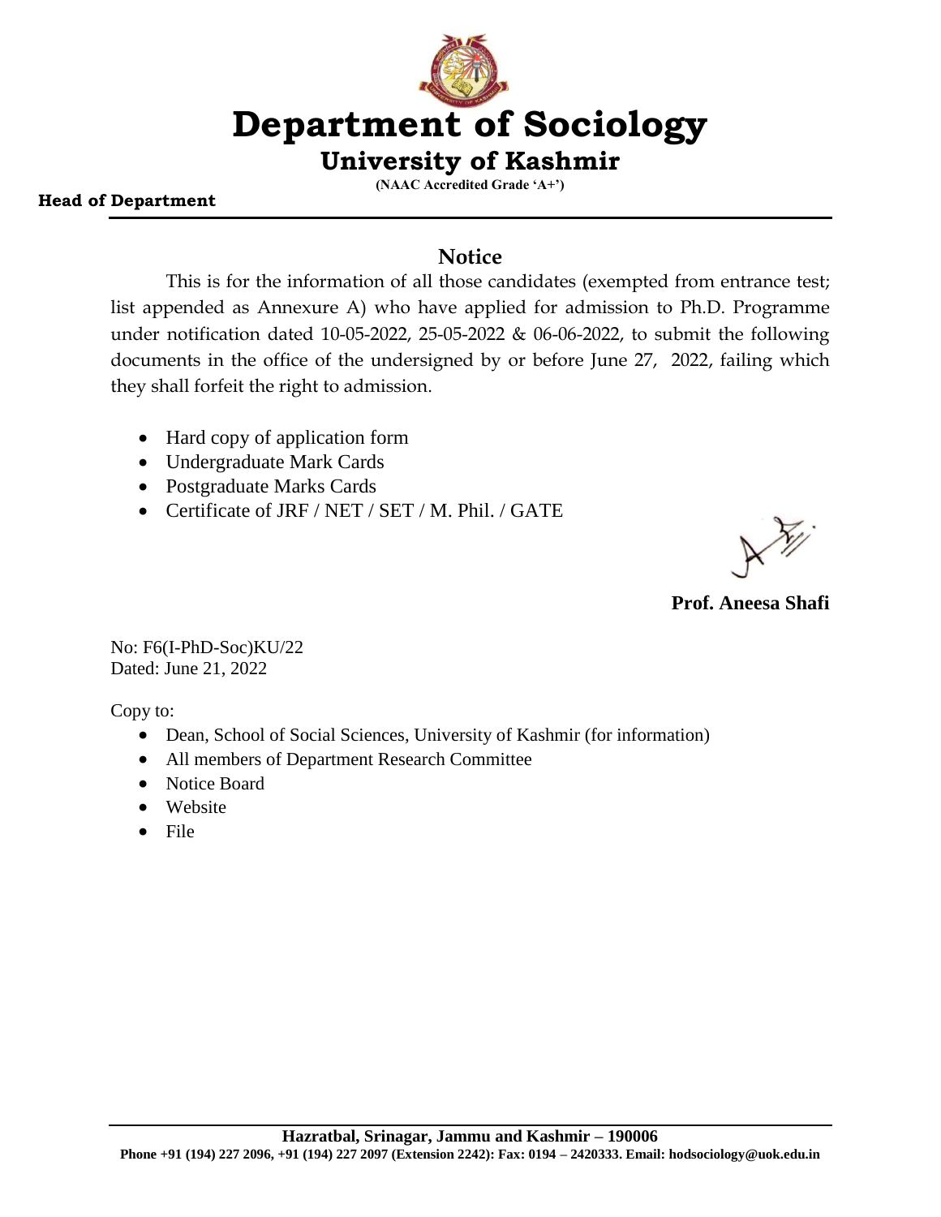# Department of Sociology

## University of Kashmir

(NAAC Accredited Grade 'A+')

**Head of Department**

### Notice

This is for the information of all those candidates (exempted from entrance test; list appended as Annexure A) who have applied for admission to Ph.D. Programme under notification dated 10-05-2022, 25-05-2022 & 06-06-2022, to submit the following documents in the office of the undersigned by or before June 27, 2022, failing which they shall forfeit the right to admission.

- Hard copy of application form
- Undergraduate Mark Cards
- Postgraduate Marks Cards
- Certificate of JRF / NET / SET / M. Phil. / GATE

**Prof. Aneesa Shafi**

No: F6(I-PhD-Soc)KU/22
Dated: June 21, 2022

Copy to:

- Dean, School of Social Sciences, University of Kashmir (for information)
- All members of Department Research Committee
- Notice Board
- Website
- File

**Hazratbal, Srinagar, Jammu and Kashmir – 190006**
**Phone +91 (194) 227 2096, +91 (194) 227 2097 (Extension 2242): Fax: 0194 – 2420333. Email: hodsociology@uok.edu.in**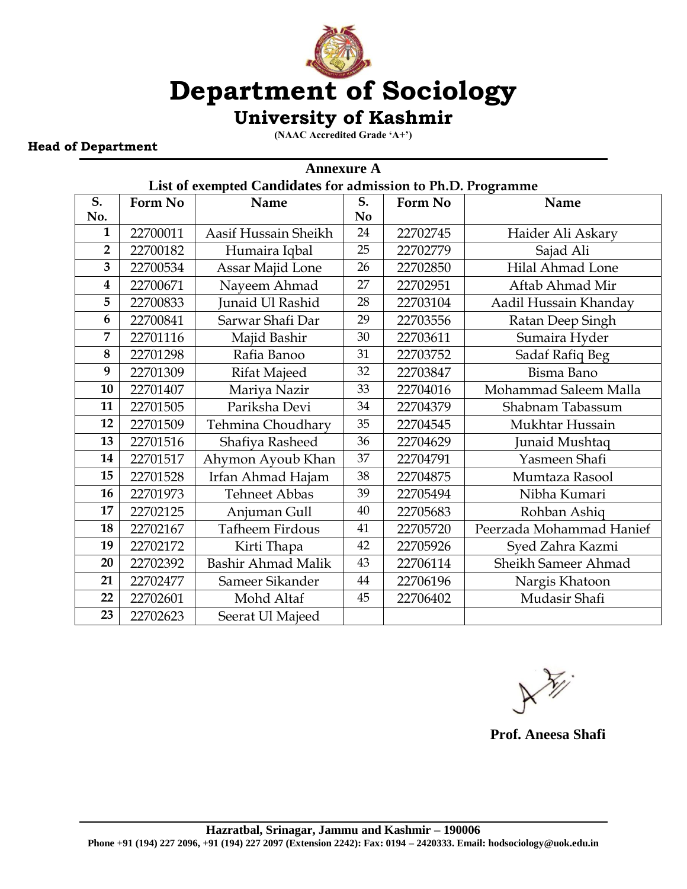# Department of Sociology

## University of Kashmir

(NAAC Accredited Grade 'A+')

**Head of Department**

### Annexure A

**List of exempted Candidates for admission to Ph.D. Programme**

| S. No. | Form No | Name | S. No | Form No | Name |
|---|---|---|---|---|---|
| 1 | 22700011 | Aasif Hussain Sheikh | 24 | 22702745 | Haider Ali Askary |
| 2 | 22700182 | Humaira Iqbal | 25 | 22702779 | Sajad Ali |
| 3 | 22700534 | Assar Majid Lone | 26 | 22702850 | Hilal Ahmad Lone |
| 4 | 22700671 | Nayeem Ahmad | 27 | 22702951 | Aftab Ahmad Mir |
| 5 | 22700833 | Junaid Ul Rashid | 28 | 22703104 | Aadil Hussain Khanday |
| 6 | 22700841 | Sarwar Shafi Dar | 29 | 22703556 | Ratan Deep Singh |
| 7 | 22701116 | Majid Bashir | 30 | 22703611 | Sumaira Hyder |
| 8 | 22701298 | Rafia Banoo | 31 | 22703752 | Sadaf Rafiq Beg |
| 9 | 22701309 | Rifat Majeed | 32 | 22703847 | Bisma Bano |
| 10 | 22701407 | Mariya Nazir | 33 | 22704016 | Mohammad Saleem Malla |
| 11 | 22701505 | Pariksha Devi | 34 | 22704379 | Shabnam Tabassum |
| 12 | 22701509 | Tehmina Choudhary | 35 | 22704545 | Mukhtar Hussain |
| 13 | 22701516 | Shafiya Rasheed | 36 | 22704629 | Junaid Mushtaq |
| 14 | 22701517 | Ahymon Ayoub Khan | 37 | 22704791 | Yasmeen Shafi |
| 15 | 22701528 | Irfan Ahmad Hajam | 38 | 22704875 | Mumtaza Rasool |
| 16 | 22701973 | Tehneet Abbas | 39 | 22705494 | Nibha Kumari |
| 17 | 22702125 | Anjuman Gull | 40 | 22705683 | Rohban Ashiq |
| 18 | 22702167 | Tafheem Firdous | 41 | 22705720 | Peerzada Mohammad Hanief |
| 19 | 22702172 | Kirti Thapa | 42 | 22705926 | Syed Zahra Kazmi |
| 20 | 22702392 | Bashir Ahmad Malik | 43 | 22706114 | Sheikh Sameer Ahmad |
| 21 | 22702477 | Sameer Sikander | 44 | 22706196 | Nargis Khatoon |
| 22 | 22702601 | Mohd Altaf | 45 | 22706402 | Mudasir Shafi |
| 23 | 22702623 | Seerat Ul Majeed | | | |

**Prof. Aneesa Shafi**

Hazratbal, Srinagar, Jammu and Kashmir – 190006

Phone +91 (194) 227 2096, +91 (194) 227 2097 (Extension 2242): Fax: 0194 – 2420333. Email: hodsociology@uok.edu.in